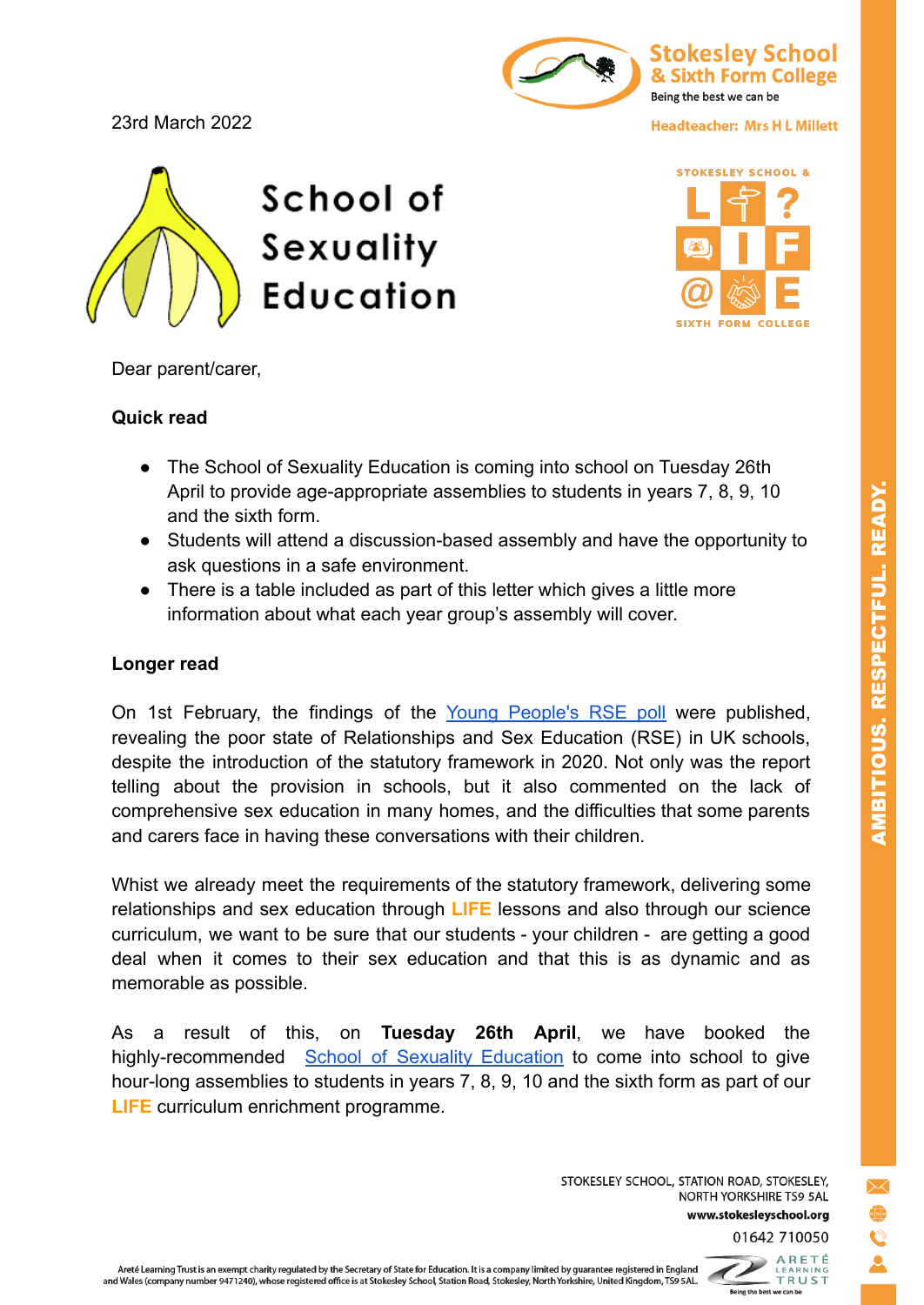23rd March 2022

Stokesley School & Sixth Form College
Being the best we can be

Headteacher: Mrs H L Millett

# School of Sexuality Education

Dear parent/carer,

**Quick read**

- The School of Sexuality Education is coming into school on Tuesday 26th April to provide age-appropriate assemblies to students in years 7, 8, 9, 10 and the sixth form.
- Students will attend a discussion-based assembly and have the opportunity to ask questions in a safe environment.
- There is a table included as part of this letter which gives a little more information about what each year group's assembly will cover.

**Longer read**

On 1st February, the findings of the Young People's RSE poll were published, revealing the poor state of Relationships and Sex Education (RSE) in UK schools, despite the introduction of the statutory framework in 2020. Not only was the report telling about the provision in schools, but it also commented on the lack of comprehensive sex education in many homes, and the difficulties that some parents and carers face in having these conversations with their children.

Whist we already meet the requirements of the statutory framework, delivering some relationships and sex education through **LIFE** lessons and also through our science curriculum, we want to be sure that our students - your children - are getting a good deal when it comes to their sex education and that this is as dynamic and as memorable as possible.

As a result of this, on **Tuesday 26th April**, we have booked the highly-recommended School of Sexuality Education to come into school to give hour-long assemblies to students in years 7, 8, 9, 10 and the sixth form as part of our **LIFE** curriculum enrichment programme.

STOKESLEY SCHOOL, STATION ROAD, STOKESLEY, NORTH YORKSHIRE TS9 5AL
**www.stokesleyschool.org**
01642 710050

Areté Learning Trust is an exempt charity regulated by the Secretary of State for Education. It is a company limited by guarantee registered in England and Wales (company number 9471240), whose registered office is at Stokesley School, Station Road, Stokesley, North Yorkshire, United Kingdom, TS9 5AL.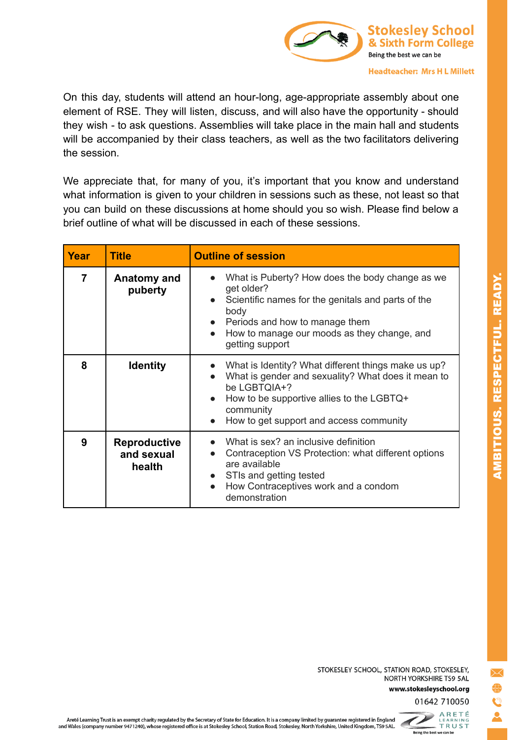On this day, students will attend an hour-long, age-appropriate assembly about one element of RSE. They will listen, discuss, and will also have the opportunity - should they wish - to ask questions. Assemblies will take place in the main hall and students will be accompanied by their class teachers, as well as the two facilitators delivering the session.

We appreciate that, for many of you, it's important that you know and understand what information is given to your children in sessions such as these, not least so that you can build on these discussions at home should you so wish. Please find below a brief outline of what will be discussed in each of these sessions.

| Year | Title | Outline of session |
|---|---|---|
| 7 | **Anatomy and puberty** | • What is Puberty? How does the body change as we get older?<br>• Scientific names for the genitals and parts of the body<br>• Periods and how to manage them<br>• How to manage our moods as they change, and getting support |
| 8 | **Identity** | • What is Identity? What different things make us up?<br>• What is gender and sexuality? What does it mean to be LGBTQIA+?<br>• How to be supportive allies to the LGBTQ+ community<br>• How to get support and access community |
| 9 | **Reproductive and sexual health** | • What is sex? an inclusive definition<br>• Contraception VS Protection: what different options are available<br>• STIs and getting tested<br>• How Contraceptives work and a condom demonstration |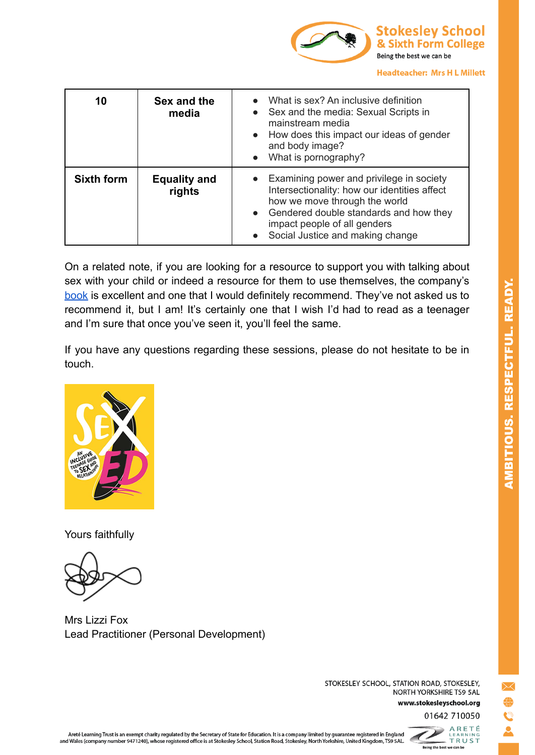| | | |
|---|---|---|
| **10** | **Sex and the media** | • What is sex? An inclusive definition<br>• Sex and the media: Sexual Scripts in mainstream media<br>• How does this impact our ideas of gender and body image?<br>• What is pornography? |
| **Sixth form** | **Equality and rights** | • Examining power and privilege in society Intersectionality: how our identities affect how we move through the world<br>• Gendered double standards and how they impact people of all genders<br>• Social Justice and making change |

On a related note, if you are looking for a resource to support you with talking about sex with your child or indeed a resource for them to use themselves, the company's book is excellent and one that I would definitely recommend. They've not asked us to recommend it, but I am! It's certainly one that I wish I'd had to read as a teenager and I'm sure that once you've seen it, you'll feel the same.

If you have any questions regarding these sessions, please do not hesitate to be in touch.

Yours faithfully

Mrs Lizzi Fox
Lead Practitioner (Personal Development)